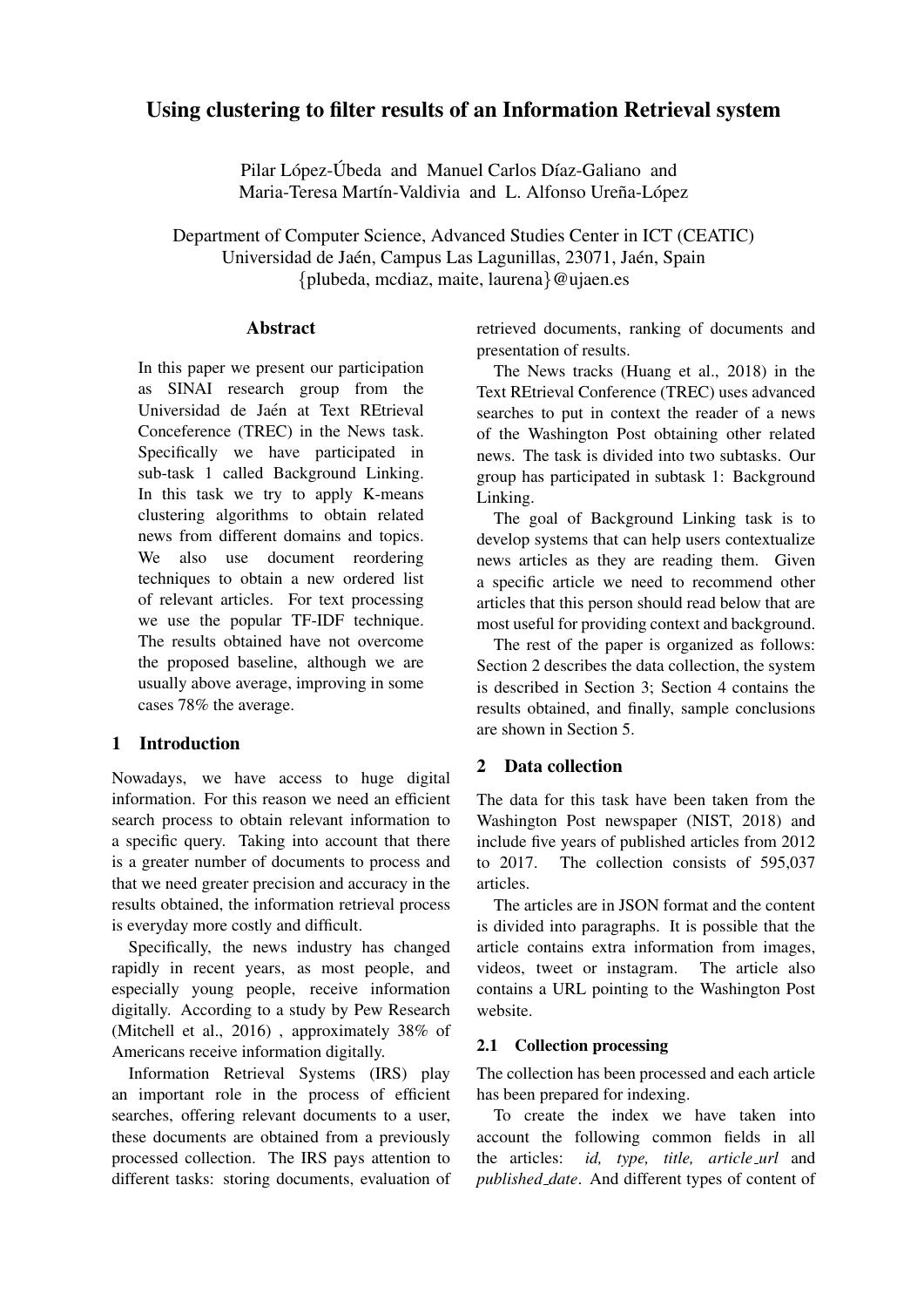# Using clustering to filter results of an Information Retrieval system

Pilar López-Úbeda and Manuel Carlos Díaz-Galiano and Maria-Teresa Martín-Valdivia and L. Alfonso Ureña-López

Department of Computer Science, Advanced Studies Center in ICT (CEATIC)
Universidad de Jaén, Campus Las Lagunillas, 23071, Jaén, Spain
{plubeda, mcdiaz, maite, laurena}@ujaen.es

## Abstract

In this paper we present our participation as SINAI research group from the Universidad de Jaén at Text REtrieval Conceference (TREC) in the News task. Specifically we have participated in sub-task 1 called Background Linking. In this task we try to apply K-means clustering algorithms to obtain related news from different domains and topics. We also use document reordering techniques to obtain a new ordered list of relevant articles. For text processing we use the popular TF-IDF technique. The results obtained have not overcome the proposed baseline, although we are usually above average, improving in some cases 78% the average.

## 1 Introduction

Nowadays, we have access to huge digital information. For this reason we need an efficient search process to obtain relevant information to a specific query. Taking into account that there is a greater number of documents to process and that we need greater precision and accuracy in the results obtained, the information retrieval process is everyday more costly and difficult.

Specifically, the news industry has changed rapidly in recent years, as most people, and especially young people, receive information digitally. According to a study by Pew Research (Mitchell et al., 2016) , approximately 38% of Americans receive information digitally.

Information Retrieval Systems (IRS) play an important role in the process of efficient searches, offering relevant documents to a user, these documents are obtained from a previously processed collection. The IRS pays attention to different tasks: storing documents, evaluation of retrieved documents, ranking of documents and presentation of results.

The News tracks (Huang et al., 2018) in the Text REtrieval Conference (TREC) uses advanced searches to put in context the reader of a news of the Washington Post obtaining other related news. The task is divided into two subtasks. Our group has participated in subtask 1: Background Linking.

The goal of Background Linking task is to develop systems that can help users contextualize news articles as they are reading them. Given a specific article we need to recommend other articles that this person should read below that are most useful for providing context and background.

The rest of the paper is organized as follows: Section 2 describes the data collection, the system is described in Section 3; Section 4 contains the results obtained, and finally, sample conclusions are shown in Section 5.

## 2 Data collection

The data for this task have been taken from the Washington Post newspaper (NIST, 2018) and include five years of published articles from 2012 to 2017. The collection consists of 595,037 articles.

The articles are in JSON format and the content is divided into paragraphs. It is possible that the article contains extra information from images, videos, tweet or instagram. The article also contains a URL pointing to the Washington Post website.

### 2.1 Collection processing

The collection has been processed and each article has been prepared for indexing.

To create the index we have taken into account the following common fields in all the articles: *id, type, title, article_url* and *published_date*. And different types of content of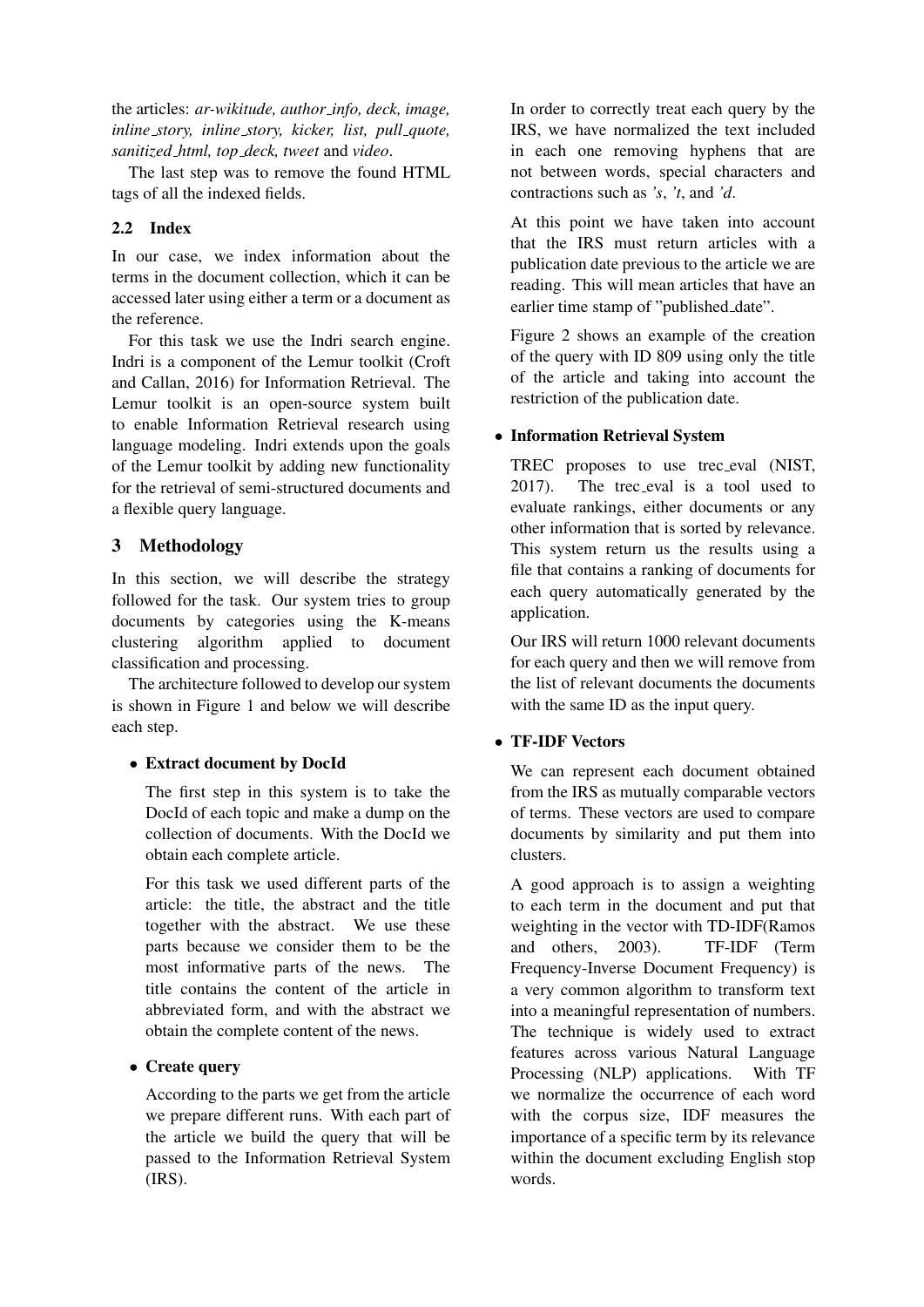the articles: *ar-wikitude, author_info, deck, image, inline_story, inline_story, kicker, list, pull_quote, sanitized_html, top_deck, tweet* and *video*.

The last step was to remove the found HTML tags of all the indexed fields.

### 2.2 Index

In our case, we index information about the terms in the document collection, which it can be accessed later using either a term or a document as the reference.

For this task we use the Indri search engine. Indri is a component of the Lemur toolkit (Croft and Callan, 2016) for Information Retrieval. The Lemur toolkit is an open-source system built to enable Information Retrieval research using language modeling. Indri extends upon the goals of the Lemur toolkit by adding new functionality for the retrieval of semi-structured documents and a flexible query language.

## 3 Methodology

In this section, we will describe the strategy followed for the task. Our system tries to group documents by categories using the K-means clustering algorithm applied to document classification and processing.

The architecture followed to develop our system is shown in Figure 1 and below we will describe each step.

- **Extract document by DocId**

  The first step in this system is to take the DocId of each topic and make a dump on the collection of documents. With the DocId we obtain each complete article.

  For this task we used different parts of the article: the title, the abstract and the title together with the abstract. We use these parts because we consider them to be the most informative parts of the news. The title contains the content of the article in abbreviated form, and with the abstract we obtain the complete content of the news.

- **Create query**

  According to the parts we get from the article we prepare different runs. With each part of the article we build the query that will be passed to the Information Retrieval System (IRS).

  In order to correctly treat each query by the IRS, we have normalized the text included in each one removing hyphens that are not between words, special characters and contractions such as *'s*, *'t*, and *'d*.

  At this point we have taken into account that the IRS must return articles with a publication date previous to the article we are reading. This will mean articles that have an earlier time stamp of "published_date".

  Figure 2 shows an example of the creation of the query with ID 809 using only the title of the article and taking into account the restriction of the publication date.

- **Information Retrieval System**

  TREC proposes to use trec_eval (NIST, 2017). The trec_eval is a tool used to evaluate rankings, either documents or any other information that is sorted by relevance. This system return us the results using a file that contains a ranking of documents for each query automatically generated by the application.

  Our IRS will return 1000 relevant documents for each query and then we will remove from the list of relevant documents the documents with the same ID as the input query.

- **TF-IDF Vectors**

  We can represent each document obtained from the IRS as mutually comparable vectors of terms. These vectors are used to compare documents by similarity and put them into clusters.

  A good approach is to assign a weighting to each term in the document and put that weighting in the vector with TD-IDF(Ramos and others, 2003). TF-IDF (Term Frequency-Inverse Document Frequency) is a very common algorithm to transform text into a meaningful representation of numbers. The technique is widely used to extract features across various Natural Language Processing (NLP) applications. With TF we normalize the occurrence of each word with the corpus size, IDF measures the importance of a specific term by its relevance within the document excluding English stop words.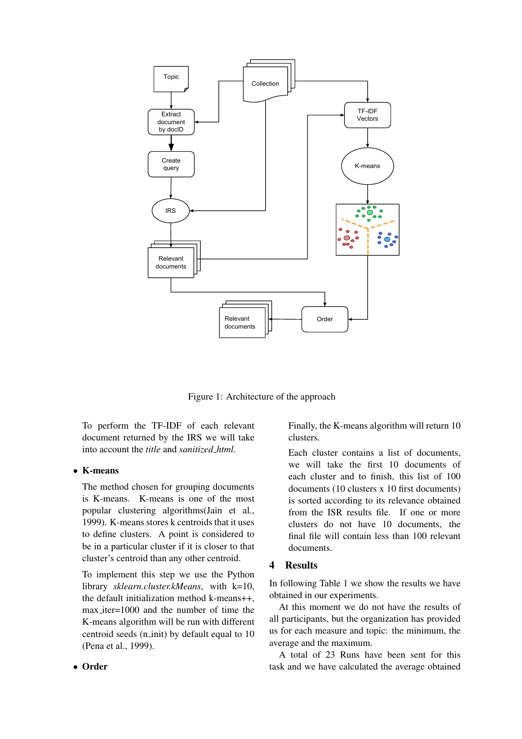Figure 1: Architecture of the approach

To perform the TF-IDF of each relevant document returned by the IRS we will take into account the *title* and *sanitized_html*.

- **K-means**

The method chosen for grouping documents is K-means. K-means is one of the most popular clustering algorithms(Jain et al., 1999). K-means stores k centroids that it uses to define clusters. A point is considered to be in a particular cluster if it is closer to that cluster's centroid than any other centroid.

To implement this step we use the Python library *sklearn.cluster.kMeans*, with k=10, the default initialization method k-means++, max_iter=1000 and the number of time the K-means algorithm will be run with different centroid seeds (n_init) by default equal to 10 (Pena et al., 1999).

- **Order**

Finally, the K-means algorithm will return 10 clusters.

Each cluster contains a list of documents, we will take the first 10 documents of each cluster and to finish, this list of 100 documents (10 clusters x 10 first documents) is sorted according to its relevance obtained from the ISR results file. If one or more clusters do not have 10 documents, the final file will contain less than 100 relevant documents.

## 4 Results

In following Table 1 we show the results we have obtained in our experiments.

At this moment we do not have the results of all participants, but the organization has provided us for each measure and topic: the minimum, the average and the maximum.

A total of 23 Runs have been sent for this task and we have calculated the average obtained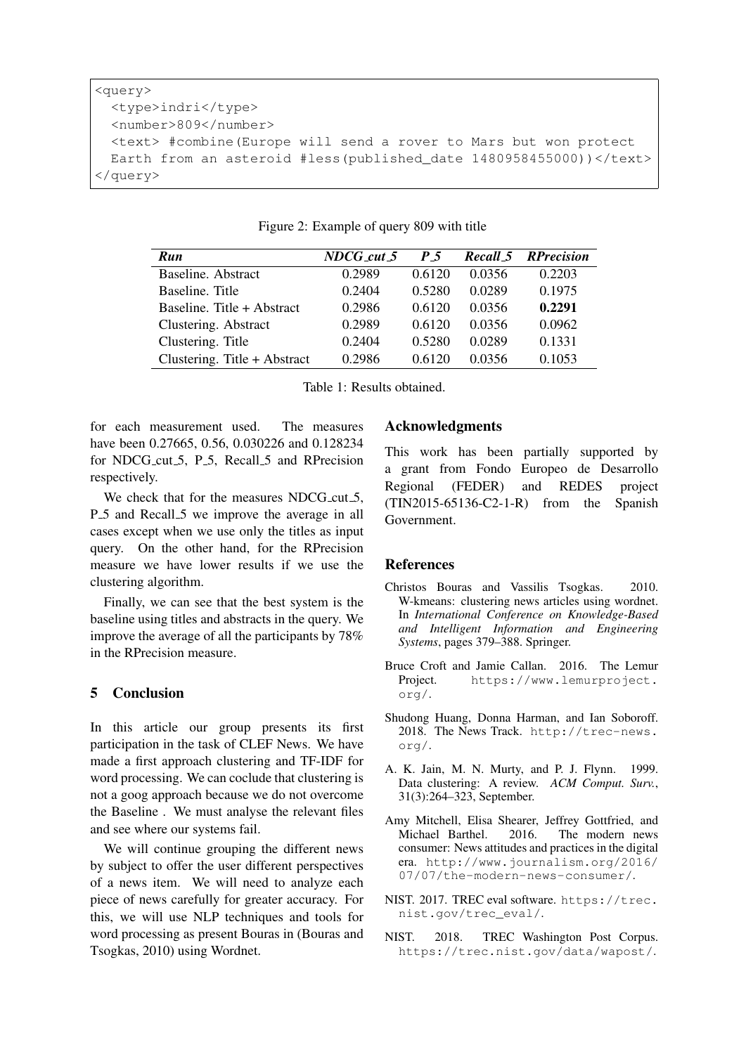```
<query>
  <type>indri</type>
  <number>809</number>
  <text> #combine(Europe will send a rover to Mars but won protect
  Earth from an asteroid #less(published_date 1480958455000))</text>
</query>
```

Figure 2: Example of query 809 with title

| *Run* | *NDCG_cut_5* | *P_5* | *Recall_5* | *RPrecision* |
|---|---|---|---|---|
| Baseline. Abstract | 0.2989 | 0.6120 | 0.0356 | 0.2203 |
| Baseline. Title | 0.2404 | 0.5280 | 0.0289 | 0.1975 |
| Baseline. Title + Abstract | 0.2986 | 0.6120 | 0.0356 | **0.2291** |
| Clustering. Abstract | 0.2989 | 0.6120 | 0.0356 | 0.0962 |
| Clustering. Title | 0.2404 | 0.5280 | 0.0289 | 0.1331 |
| Clustering. Title + Abstract | 0.2986 | 0.6120 | 0.0356 | 0.1053 |

Table 1: Results obtained.

for each measurement used. The measures have been 0.27665, 0.56, 0.030226 and 0.128234 for NDCG_cut_5, P_5, Recall_5 and RPrecision respectively.

We check that for the measures NDCG_cut_5, P_5 and Recall_5 we improve the average in all cases except when we use only the titles as input query. On the other hand, for the RPrecision measure we have lower results if we use the clustering algorithm.

Finally, we can see that the best system is the baseline using titles and abstracts in the query. We improve the average of all the participants by 78% in the RPrecision measure.

## 5 Conclusion

In this article our group presents its first participation in the task of CLEF News. We have made a first approach clustering and TF-IDF for word processing. We can coclude that clustering is not a goog approach because we do not overcome the Baseline . We must analyse the relevant files and see where our systems fail.

We will continue grouping the different news by subject to offer the user different perspectives of a news item. We will need to analyze each piece of news carefully for greater accuracy. For this, we will use NLP techniques and tools for word processing as present Bouras in (Bouras and Tsogkas, 2010) using Wordnet.

## Acknowledgments

This work has been partially supported by a grant from Fondo Europeo de Desarrollo Regional (FEDER) and REDES project (TIN2015-65136-C2-1-R) from the Spanish Government.

## References

Christos Bouras and Vassilis Tsogkas. 2010. W-kmeans: clustering news articles using wordnet. In *International Conference on Knowledge-Based and Intelligent Information and Engineering Systems*, pages 379–388. Springer.

Bruce Croft and Jamie Callan. 2016. The Lemur Project. https://www.lemurproject.org/.

Shudong Huang, Donna Harman, and Ian Soboroff. 2018. The News Track. http://trec-news.org/.

A. K. Jain, M. N. Murty, and P. J. Flynn. 1999. Data clustering: A review. *ACM Comput. Surv.*, 31(3):264–323, September.

Amy Mitchell, Elisa Shearer, Jeffrey Gottfried, and Michael Barthel. 2016. The modern news consumer: News attitudes and practices in the digital era. http://www.journalism.org/2016/07/07/the-modern-news-consumer/.

NIST. 2017. TREC eval software. https://trec.nist.gov/trec_eval/.

NIST. 2018. TREC Washington Post Corpus. https://trec.nist.gov/data/wapost/.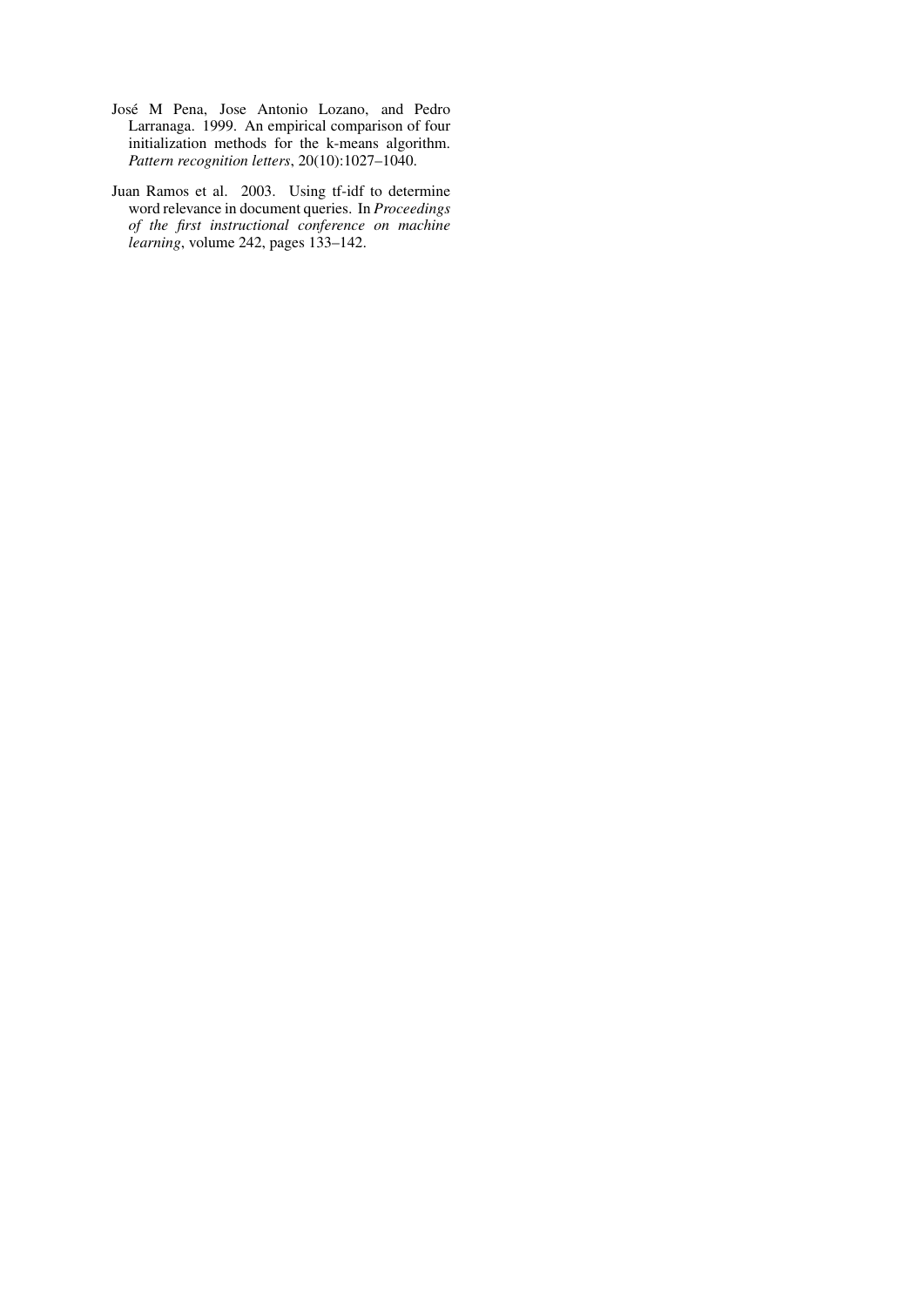José M Pena, Jose Antonio Lozano, and Pedro Larranaga. 1999. An empirical comparison of four initialization methods for the k-means algorithm. *Pattern recognition letters*, 20(10):1027–1040.

Juan Ramos et al. 2003. Using tf-idf to determine word relevance in document queries. In *Proceedings of the first instructional conference on machine learning*, volume 242, pages 133–142.